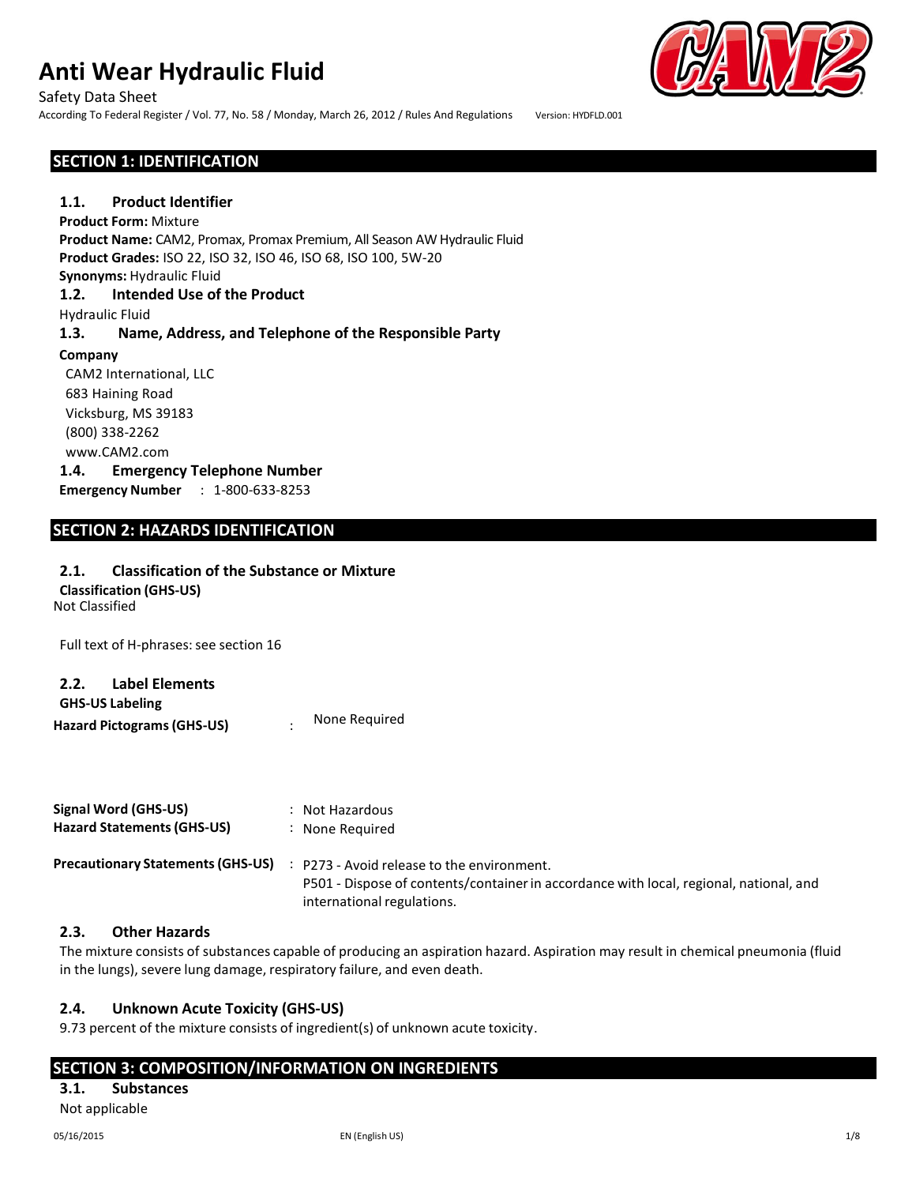# Anti Wear Hydraulic Fluid

Safety Data Sheet

According To Federal Register / Vol. 77, No. 58 / Monday, March 26, 2012 / Rules And Regulations Version: HYDFLD.001

## SECTION 1: IDENTIFICATION

### 1.1. Product Identifier

**Product Form:** Mixture

**Product Name:** CAM2, Promax, Promax Premium, All Season AW Hydraulic Fluid

**Product Grades:** ISO 22, ISO 32, ISO 46, ISO 68, ISO 100, 5W-20

**Synonyms:** Hydraulic Fluid

### 1.2. Intended Use of the Product

Hydraulic Fluid

### 1.3. Name, Address, and Telephone of the Responsible Party

**Company**

CAM2 International, LLC
683 Haining Road
Vicksburg, MS 39183
(800) 338-2262
www.CAM2.com

### 1.4. Emergency Telephone Number

**Emergency Number** : 1-800-633-8253

## SECTION 2: HAZARDS IDENTIFICATION

### 2.1. Classification of the Substance or Mixture

**Classification (GHS-US)**

Not Classified

Full text of H-phrases: see section 16

### 2.2. Label Elements

**GHS-US Labeling**

**Hazard Pictograms (GHS-US)** : None Required

**Signal Word (GHS-US)** : Not Hazardous

**Hazard Statements (GHS-US)** : None Required

**Precautionary Statements (GHS-US)** : P273 - Avoid release to the environment.
P501 - Dispose of contents/container in accordance with local, regional, national, and international regulations.

### 2.3. Other Hazards

The mixture consists of substances capable of producing an aspiration hazard. Aspiration may result in chemical pneumonia (fluid in the lungs), severe lung damage, respiratory failure, and even death.

### 2.4. Unknown Acute Toxicity (GHS-US)

9.73 percent of the mixture consists of ingredient(s) of unknown acute toxicity.

## SECTION 3: COMPOSITION/INFORMATION ON INGREDIENTS

### 3.1. Substances

Not applicable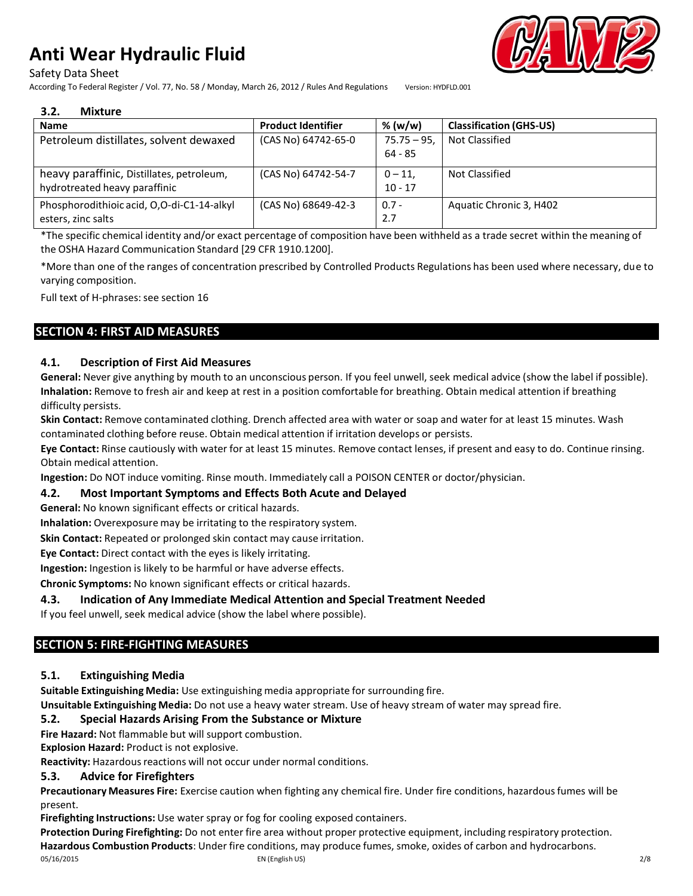### 3.2. Mixture

| Name | Product Identifier | % (w/w) | Classification (GHS-US) |
| --- | --- | --- | --- |
| Petroleum distillates, solvent dewaxed | (CAS No) 64742-65-0 | 75.75 – 95, 64 - 85 | Not Classified |
| heavy paraffinic, Distillates, petroleum, hydrotreated heavy paraffinic | (CAS No) 64742-54-7 | 0 – 11, 10 - 17 | Not Classified |
| Phosphorodithioic acid, O,O-di-C1-14-alkyl esters, zinc salts | (CAS No) 68649-42-3 | 0.7 - 2.7 | Aquatic Chronic 3, H402 |

*The specific chemical identity and/or exact percentage of composition have been withheld as a trade secret within the meaning of the OSHA Hazard Communication Standard [29 CFR 1910.1200].

*More than one of the ranges of concentration prescribed by Controlled Products Regulations has been used where necessary, due to varying composition.

Full text of H-phrases: see section 16

## SECTION 4: FIRST AID MEASURES

### 4.1. Description of First Aid Measures

**General:** Never give anything by mouth to an unconscious person. If you feel unwell, seek medical advice (show the label if possible).
**Inhalation:** Remove to fresh air and keep at rest in a position comfortable for breathing. Obtain medical attention if breathing difficulty persists.
**Skin Contact:** Remove contaminated clothing. Drench affected area with water or soap and water for at least 15 minutes. Wash contaminated clothing before reuse. Obtain medical attention if irritation develops or persists.
**Eye Contact:** Rinse cautiously with water for at least 15 minutes. Remove contact lenses, if present and easy to do. Continue rinsing. Obtain medical attention.
**Ingestion:** Do NOT induce vomiting. Rinse mouth. Immediately call a POISON CENTER or doctor/physician.

### 4.2. Most Important Symptoms and Effects Both Acute and Delayed

**General:** No known significant effects or critical hazards.
**Inhalation:** Overexposure may be irritating to the respiratory system.
**Skin Contact:** Repeated or prolonged skin contact may cause irritation.
**Eye Contact:** Direct contact with the eyes is likely irritating.
**Ingestion:** Ingestion is likely to be harmful or have adverse effects.
**Chronic Symptoms:** No known significant effects or critical hazards.

### 4.3. Indication of Any Immediate Medical Attention and Special Treatment Needed

If you feel unwell, seek medical advice (show the label where possible).

## SECTION 5: FIRE-FIGHTING MEASURES

### 5.1. Extinguishing Media

**Suitable Extinguishing Media:** Use extinguishing media appropriate for surrounding fire.
**Unsuitable Extinguishing Media:** Do not use a heavy water stream. Use of heavy stream of water may spread fire.

### 5.2. Special Hazards Arising From the Substance or Mixture

**Fire Hazard:** Not flammable but will support combustion.
**Explosion Hazard:** Product is not explosive.
**Reactivity:** Hazardous reactions will not occur under normal conditions.

### 5.3. Advice for Firefighters

**Precautionary Measures Fire:** Exercise caution when fighting any chemical fire. Under fire conditions, hazardous fumes will be present.
**Firefighting Instructions:** Use water spray or fog for cooling exposed containers.
**Protection During Firefighting:** Do not enter fire area without proper protective equipment, including respiratory protection.
**Hazardous Combustion Products**: Under fire conditions, may produce fumes, smoke, oxides of carbon and hydrocarbons.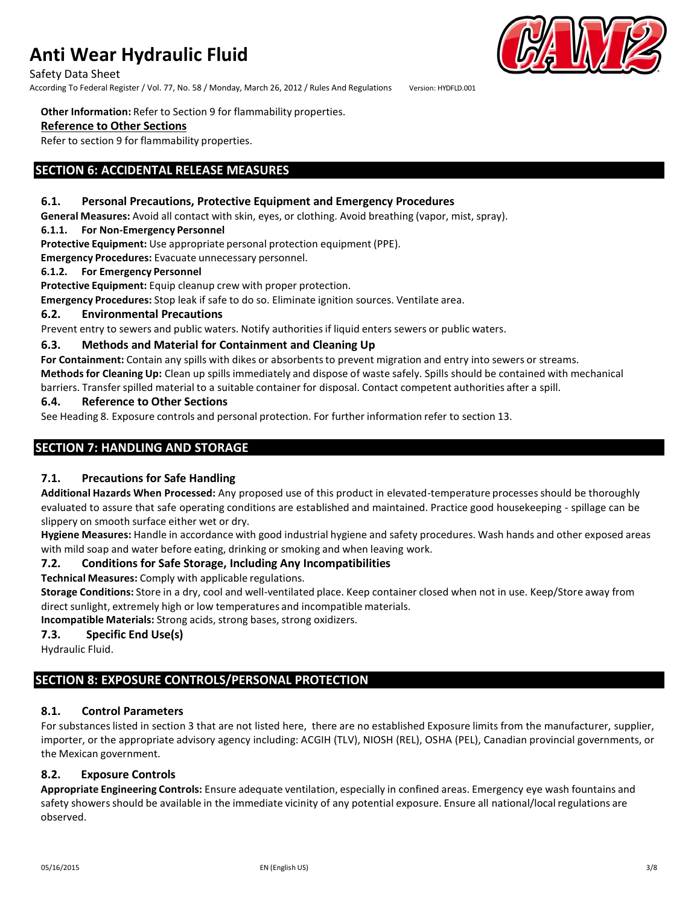**Other Information:** Refer to Section 9 for flammability properties.

**Reference to Other Sections**

Refer to section 9 for flammability properties.

## SECTION 6: ACCIDENTAL RELEASE MEASURES

### 6.1. Personal Precautions, Protective Equipment and Emergency Procedures

**General Measures:** Avoid all contact with skin, eyes, or clothing. Avoid breathing (vapor, mist, spray).

#### 6.1.1. For Non-Emergency Personnel

**Protective Equipment:** Use appropriate personal protection equipment (PPE).

**Emergency Procedures:** Evacuate unnecessary personnel.

#### 6.1.2. For Emergency Personnel

**Protective Equipment:** Equip cleanup crew with proper protection.

**Emergency Procedures:** Stop leak if safe to do so. Eliminate ignition sources. Ventilate area.

### 6.2. Environmental Precautions

Prevent entry to sewers and public waters. Notify authorities if liquid enters sewers or public waters.

### 6.3. Methods and Material for Containment and Cleaning Up

**For Containment:** Contain any spills with dikes or absorbents to prevent migration and entry into sewers or streams.

**Methods for Cleaning Up:** Clean up spills immediately and dispose of waste safely. Spills should be contained with mechanical barriers. Transfer spilled material to a suitable container for disposal. Contact competent authorities after a spill.

### 6.4. Reference to Other Sections

See Heading 8. Exposure controls and personal protection. For further information refer to section 13.

## SECTION 7: HANDLING AND STORAGE

### 7.1. Precautions for Safe Handling

**Additional Hazards When Processed:** Any proposed use of this product in elevated-temperature processes should be thoroughly evaluated to assure that safe operating conditions are established and maintained. Practice good housekeeping - spillage can be slippery on smooth surface either wet or dry.

**Hygiene Measures:** Handle in accordance with good industrial hygiene and safety procedures. Wash hands and other exposed areas with mild soap and water before eating, drinking or smoking and when leaving work.

### 7.2. Conditions for Safe Storage, Including Any Incompatibilities

**Technical Measures:** Comply with applicable regulations.

**Storage Conditions:** Store in a dry, cool and well-ventilated place. Keep container closed when not in use. Keep/Store away from direct sunlight, extremely high or low temperatures and incompatible materials.

**Incompatible Materials:** Strong acids, strong bases, strong oxidizers.

### 7.3. Specific End Use(s)

Hydraulic Fluid.

## SECTION 8: EXPOSURE CONTROLS/PERSONAL PROTECTION

### 8.1. Control Parameters

For substances listed in section 3 that are not listed here, there are no established Exposure limits from the manufacturer, supplier, importer, or the appropriate advisory agency including: ACGIH (TLV), NIOSH (REL), OSHA (PEL), Canadian provincial governments, or the Mexican government.

### 8.2. Exposure Controls

**Appropriate Engineering Controls:** Ensure adequate ventilation, especially in confined areas. Emergency eye wash fountains and safety showers should be available in the immediate vicinity of any potential exposure. Ensure all national/local regulations are observed.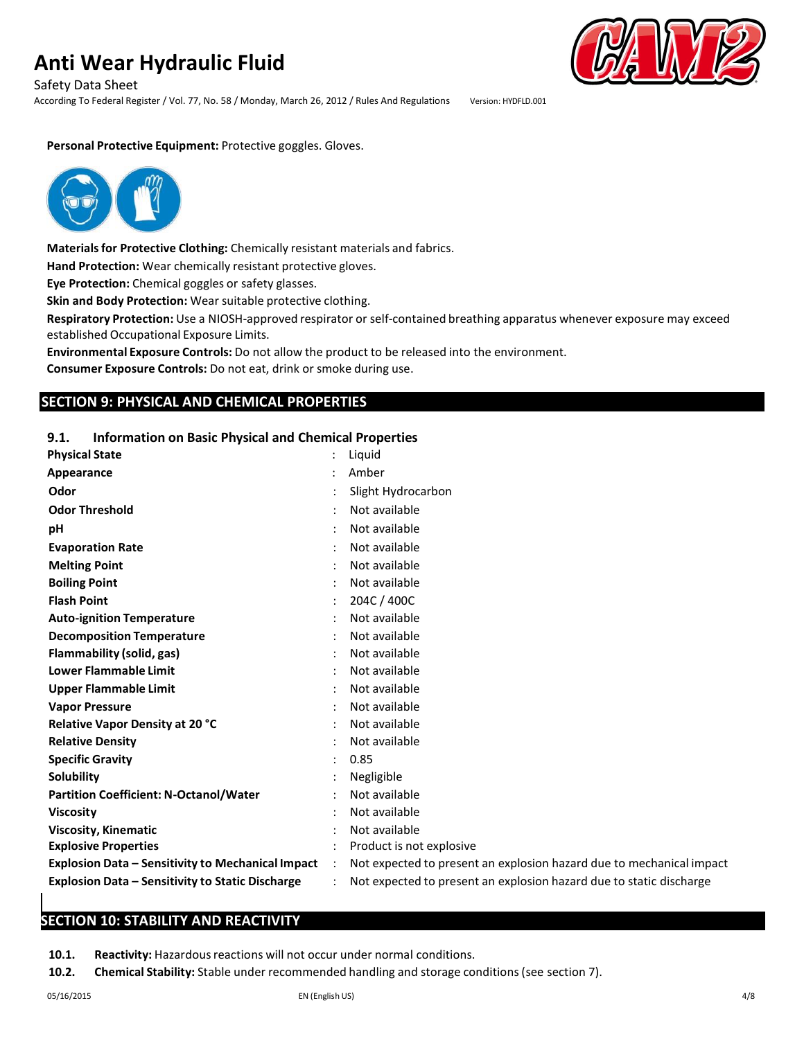**Personal Protective Equipment:** Protective goggles. Gloves.

**Materials for Protective Clothing:** Chemically resistant materials and fabrics.

**Hand Protection:** Wear chemically resistant protective gloves.

**Eye Protection:** Chemical goggles or safety glasses.

**Skin and Body Protection:** Wear suitable protective clothing.

**Respiratory Protection:** Use a NIOSH-approved respirator or self-contained breathing apparatus whenever exposure may exceed established Occupational Exposure Limits.

**Environmental Exposure Controls:** Do not allow the product to be released into the environment.

**Consumer Exposure Controls:** Do not eat, drink or smoke during use.

## SECTION 9: PHYSICAL AND CHEMICAL PROPERTIES

### 9.1. Information on Basic Physical and Chemical Properties

| Property | | Value |
|---|---|---|
| **Physical State** | : | Liquid |
| **Appearance** | : | Amber |
| **Odor** | : | Slight Hydrocarbon |
| **Odor Threshold** | : | Not available |
| **pH** | : | Not available |
| **Evaporation Rate** | : | Not available |
| **Melting Point** | : | Not available |
| **Boiling Point** | : | Not available |
| **Flash Point** | : | 204C / 400C |
| **Auto-ignition Temperature** | : | Not available |
| **Decomposition Temperature** | : | Not available |
| **Flammability (solid, gas)** | : | Not available |
| **Lower Flammable Limit** | : | Not available |
| **Upper Flammable Limit** | : | Not available |
| **Vapor Pressure** | : | Not available |
| **Relative Vapor Density at 20 °C** | : | Not available |
| **Relative Density** | : | Not available |
| **Specific Gravity** | : | 0.85 |
| **Solubility** | : | Negligible |
| **Partition Coefficient: N-Octanol/Water** | : | Not available |
| **Viscosity** | : | Not available |
| **Viscosity, Kinematic** | : | Not available |
| **Explosive Properties** | : | Product is not explosive |
| **Explosion Data – Sensitivity to Mechanical Impact** | : | Not expected to present an explosion hazard due to mechanical impact |
| **Explosion Data – Sensitivity to Static Discharge** | : | Not expected to present an explosion hazard due to static discharge |

## SECTION 10: STABILITY AND REACTIVITY

**10.1. Reactivity:** Hazardous reactions will not occur under normal conditions.

**10.2. Chemical Stability:** Stable under recommended handling and storage conditions (see section 7).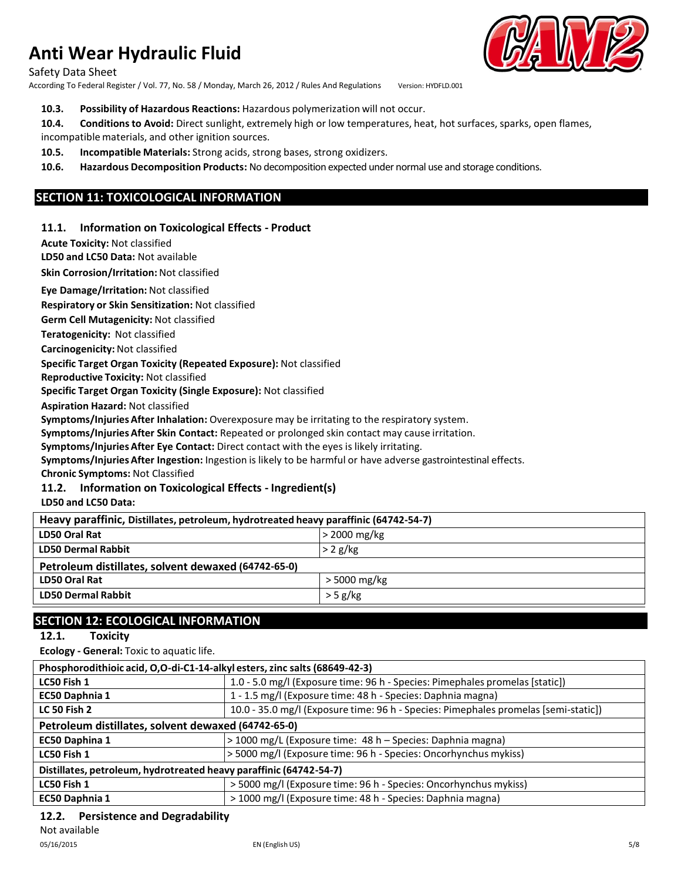**10.3. Possibility of Hazardous Reactions:** Hazardous polymerization will not occur.

**10.4. Conditions to Avoid:** Direct sunlight, extremely high or low temperatures, heat, hot surfaces, sparks, open flames, incompatible materials, and other ignition sources.

**10.5. Incompatible Materials:** Strong acids, strong bases, strong oxidizers.

**10.6. Hazardous Decomposition Products:** No decomposition expected under normal use and storage conditions.

## SECTION 11: TOXICOLOGICAL INFORMATION

### 11.1. Information on Toxicological Effects - Product

**Acute Toxicity:** Not classified

**LD50 and LC50 Data:** Not available

**Skin Corrosion/Irritation:** Not classified

**Eye Damage/Irritation:** Not classified

**Respiratory or Skin Sensitization:** Not classified

**Germ Cell Mutagenicity:** Not classified

**Teratogenicity:** Not classified

**Carcinogenicity:** Not classified

**Specific Target Organ Toxicity (Repeated Exposure):** Not classified

**Reproductive Toxicity:** Not classified

**Specific Target Organ Toxicity (Single Exposure):** Not classified

**Aspiration Hazard:** Not classified

**Symptoms/Injuries After Inhalation:** Overexposure may be irritating to the respiratory system.

**Symptoms/Injuries After Skin Contact:** Repeated or prolonged skin contact may cause irritation.

**Symptoms/Injuries After Eye Contact:** Direct contact with the eyes is likely irritating.

**Symptoms/Injuries After Ingestion:** Ingestion is likely to be harmful or have adverse gastrointestinal effects.

**Chronic Symptoms:** Not Classified

### 11.2. Information on Toxicological Effects - Ingredient(s)

**LD50 and LC50 Data:**

| **Heavy paraffinic, Distillates, petroleum, hydrotreated heavy paraffinic (64742-54-7)** | |
|---|---|
| **LD50 Oral Rat** | > 2000 mg/kg |
| **LD50 Dermal Rabbit** | > 2 g/kg |
| **Petroleum distillates, solvent dewaxed (64742-65-0)** | |
| **LD50 Oral Rat** | > 5000 mg/kg |
| **LD50 Dermal Rabbit** | > 5 g/kg |

## SECTION 12: ECOLOGICAL INFORMATION

### 12.1. Toxicity

**Ecology - General:** Toxic to aquatic life.

| **Phosphorodithioic acid, O,O-di-C1-14-alkyl esters, zinc salts (68649-42-3)** | |
|---|---|
| **LC50 Fish 1** | 1.0 - 5.0 mg/l (Exposure time: 96 h - Species: Pimephales promelas [static]) |
| **EC50 Daphnia 1** | 1 - 1.5 mg/l (Exposure time: 48 h - Species: Daphnia magna) |
| **LC 50 Fish 2** | 10.0 - 35.0 mg/l (Exposure time: 96 h - Species: Pimephales promelas [semi-static]) |
| **Petroleum distillates, solvent dewaxed (64742-65-0)** | |
| **EC50 Daphina 1** | > 1000 mg/L (Exposure time: 48 h – Species: Daphnia magna) |
| **LC50 Fish 1** | > 5000 mg/l (Exposure time: 96 h - Species: Oncorhynchus mykiss) |
| **Distillates, petroleum, hydrotreated heavy paraffinic (64742-54-7)** | |
| **LC50 Fish 1** | > 5000 mg/l (Exposure time: 96 h - Species: Oncorhynchus mykiss) |
| **EC50 Daphnia 1** | > 1000 mg/l (Exposure time: 48 h - Species: Daphnia magna) |

### 12.2. Persistence and Degradability

Not available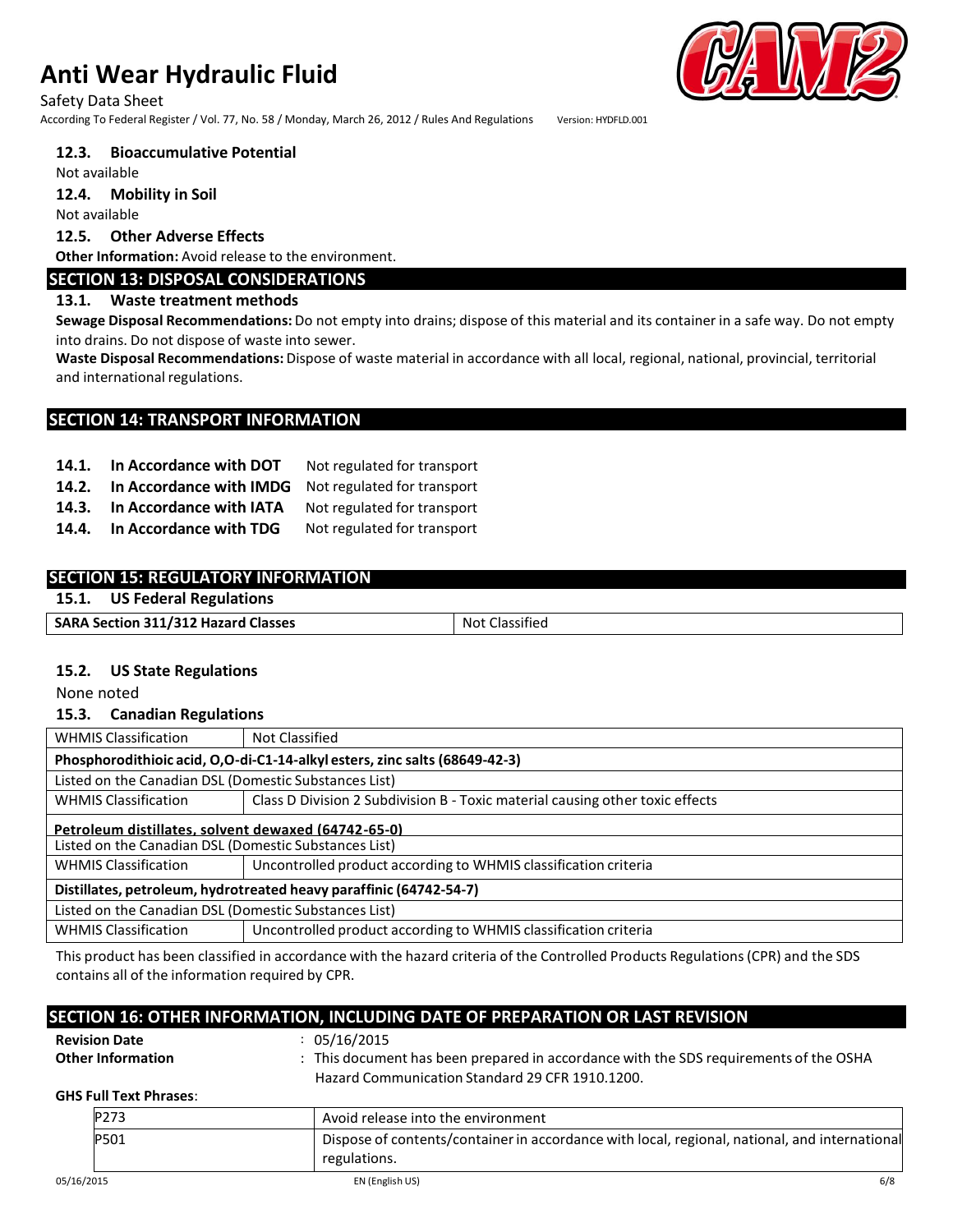### 12.3. Bioaccumulative Potential

Not available

### 12.4. Mobility in Soil

Not available

### 12.5. Other Adverse Effects

**Other Information:** Avoid release to the environment.

## SECTION 13: DISPOSAL CONSIDERATIONS

### 13.1. Waste treatment methods

**Sewage Disposal Recommendations:** Do not empty into drains; dispose of this material and its container in a safe way. Do not empty into drains. Do not dispose of waste into sewer.

**Waste Disposal Recommendations:** Dispose of waste material in accordance with all local, regional, national, provincial, territorial and international regulations.

## SECTION 14: TRANSPORT INFORMATION

**14.1. In Accordance with DOT** Not regulated for transport

**14.2. In Accordance with IMDG** Not regulated for transport

**14.3. In Accordance with IATA** Not regulated for transport

**14.4. In Accordance with TDG** Not regulated for transport

## SECTION 15: REGULATORY INFORMATION

### 15.1. US Federal Regulations

| **SARA Section 311/312 Hazard Classes** | Not Classified |
|---|---|

### 15.2. US State Regulations

None noted

### 15.3. Canadian Regulations

| WHMIS Classification | Not Classified |
|---|---|
| **Phosphorodithioic acid, O,O-di-C1-14-alkyl esters, zinc salts (68649-42-3)** | |
| Listed on the Canadian DSL (Domestic Substances List) | |
| WHMIS Classification | Class D Division 2 Subdivision B - Toxic material causing other toxic effects |
| **Petroleum distillates, solvent dewaxed (64742-65-0)** | |
| Listed on the Canadian DSL (Domestic Substances List) | |
| WHMIS Classification | Uncontrolled product according to WHMIS classification criteria |
| **Distillates, petroleum, hydrotreated heavy paraffinic (64742-54-7)** | |
| Listed on the Canadian DSL (Domestic Substances List) | |
| WHMIS Classification | Uncontrolled product according to WHMIS classification criteria |

This product has been classified in accordance with the hazard criteria of the Controlled Products Regulations (CPR) and the SDS contains all of the information required by CPR.

## SECTION 16: OTHER INFORMATION, INCLUDING DATE OF PREPARATION OR LAST REVISION

**Revision Date** : 05/16/2015

**Other Information** : This document has been prepared in accordance with the SDS requirements of the OSHA Hazard Communication Standard 29 CFR 1910.1200.

**GHS Full Text Phrases**:

| P273 | Avoid release into the environment |
|---|---|
| P501 | Dispose of contents/container in accordance with local, regional, national, and international regulations. |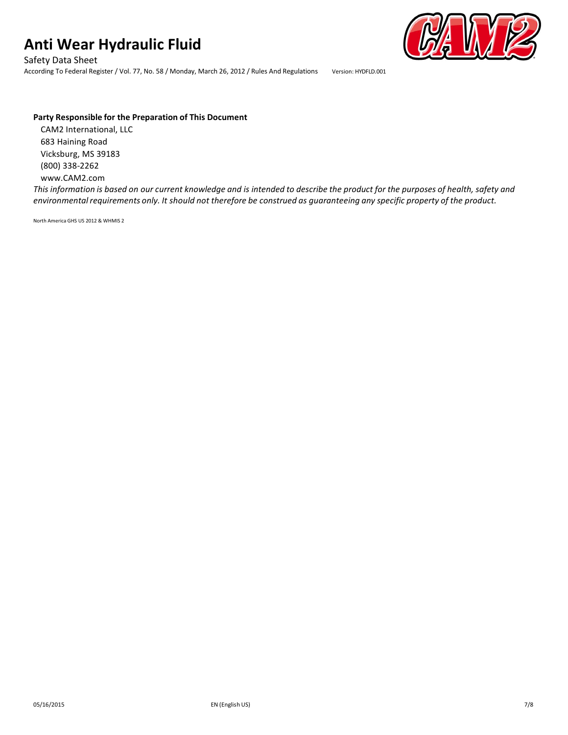**Party Responsible for the Preparation of This Document**

CAM2 International, LLC
683 Haining Road
Vicksburg, MS 39183
(800) 338-2262
www.CAM2.com

*This information is based on our current knowledge and is intended to describe the product for the purposes of health, safety and environmental requirements only. It should not therefore be construed as guaranteeing any specific property of the product.*

North America GHS US 2012 & WHMIS 2